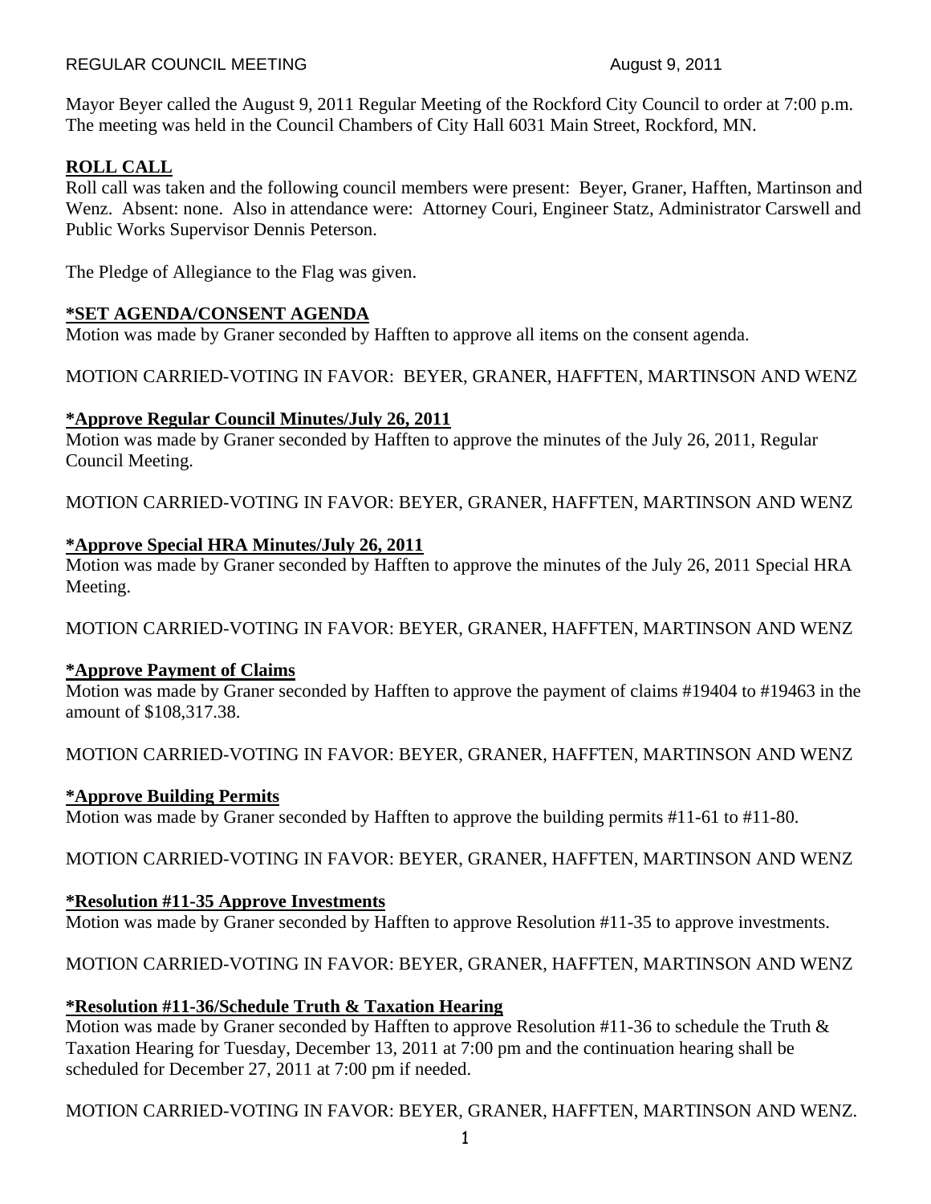REGULAR COUNCIL MEETING August 9, 2011

Mayor Beyer called the August 9, 2011 Regular Meeting of the Rockford City Council to order at 7:00 p.m. The meeting was held in the Council Chambers of City Hall 6031 Main Street, Rockford, MN.

## ROLL CALL

Roll call was taken and the following council members were present: Beyer, Graner, Hafften, Martinson and Wenz. Absent: none. Also in attendance were: Attorney Couri, Engineer Statz, Administrator Carswell and Public Works Supervisor Dennis Peterson.

The Pledge of Allegiance to the Flag was given.

## *SET AGENDA/CONSENT AGENDA

Motion was made by Graner seconded by Hafften to approve all items on the consent agenda.

MOTION CARRIED-VOTING IN FAVOR: BEYER, GRANER, HAFFTEN, MARTINSON AND WENZ

### *Approve Regular Council Minutes/July 26, 2011

Motion was made by Graner seconded by Hafften to approve the minutes of the July 26, 2011, Regular Council Meeting.

MOTION CARRIED-VOTING IN FAVOR: BEYER, GRANER, HAFFTEN, MARTINSON AND WENZ

### *Approve Special HRA Minutes/July 26, 2011

Motion was made by Graner seconded by Hafften to approve the minutes of the July 26, 2011 Special HRA Meeting.

MOTION CARRIED-VOTING IN FAVOR: BEYER, GRANER, HAFFTEN, MARTINSON AND WENZ

### *Approve Payment of Claims

Motion was made by Graner seconded by Hafften to approve the payment of claims #19404 to #19463 in the amount of $108,317.38.

MOTION CARRIED-VOTING IN FAVOR: BEYER, GRANER, HAFFTEN, MARTINSON AND WENZ

### *Approve Building Permits

Motion was made by Graner seconded by Hafften to approve the building permits #11-61 to #11-80.

MOTION CARRIED-VOTING IN FAVOR: BEYER, GRANER, HAFFTEN, MARTINSON AND WENZ

### *Resolution #11-35 Approve Investments

Motion was made by Graner seconded by Hafften to approve Resolution #11-35 to approve investments.

MOTION CARRIED-VOTING IN FAVOR: BEYER, GRANER, HAFFTEN, MARTINSON AND WENZ

### *Resolution #11-36/Schedule Truth & Taxation Hearing

Motion was made by Graner seconded by Hafften to approve Resolution #11-36 to schedule the Truth & Taxation Hearing for Tuesday, December 13, 2011 at 7:00 pm and the continuation hearing shall be scheduled for December 27, 2011 at 7:00 pm if needed.

MOTION CARRIED-VOTING IN FAVOR: BEYER, GRANER, HAFFTEN, MARTINSON AND WENZ.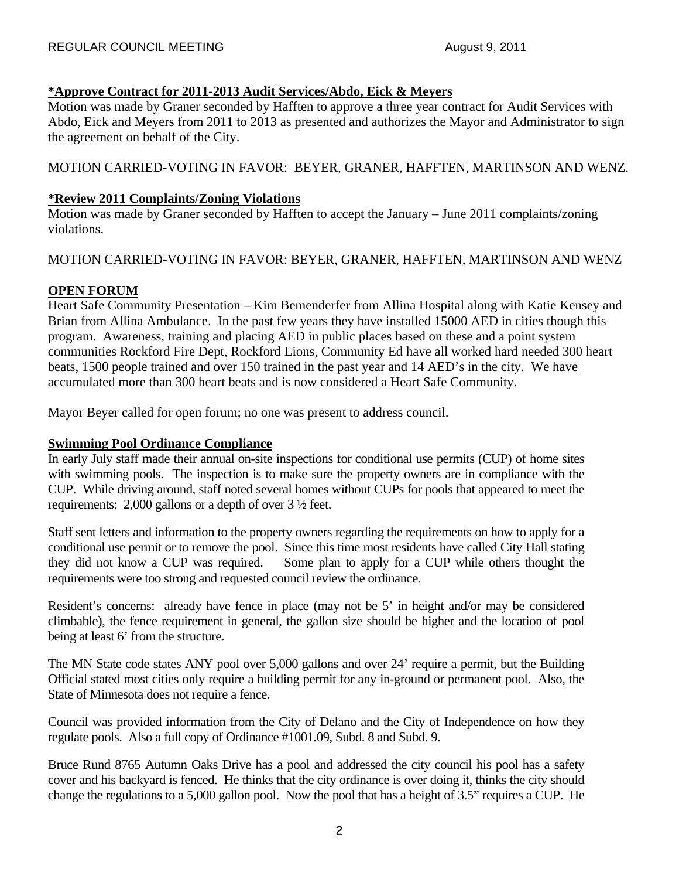**\*Approve Contract for 2011-2013 Audit Services/Abdo, Eick & Meyers**

Motion was made by Graner seconded by Hafften to approve a three year contract for Audit Services with Abdo, Eick and Meyers from 2011 to 2013 as presented and authorizes the Mayor and Administrator to sign the agreement on behalf of the City.

MOTION CARRIED-VOTING IN FAVOR: BEYER, GRANER, HAFFTEN, MARTINSON AND WENZ.

**\*Review 2011 Complaints/Zoning Violations**

Motion was made by Graner seconded by Hafften to accept the January – June 2011 complaints/zoning violations.

MOTION CARRIED-VOTING IN FAVOR: BEYER, GRANER, HAFFTEN, MARTINSON AND WENZ

**OPEN FORUM**

Heart Safe Community Presentation – Kim Bemenderfer from Allina Hospital along with Katie Kensey and Brian from Allina Ambulance. In the past few years they have installed 15000 AED in cities though this program. Awareness, training and placing AED in public places based on these and a point system communities Rockford Fire Dept, Rockford Lions, Community Ed have all worked hard needed 300 heart beats, 1500 people trained and over 150 trained in the past year and 14 AED's in the city. We have accumulated more than 300 heart beats and is now considered a Heart Safe Community.

Mayor Beyer called for open forum; no one was present to address council.

**Swimming Pool Ordinance Compliance**

In early July staff made their annual on-site inspections for conditional use permits (CUP) of home sites with swimming pools. The inspection is to make sure the property owners are in compliance with the CUP. While driving around, staff noted several homes without CUPs for pools that appeared to meet the requirements: 2,000 gallons or a depth of over 3 ½ feet.

Staff sent letters and information to the property owners regarding the requirements on how to apply for a conditional use permit or to remove the pool. Since this time most residents have called City Hall stating they did not know a CUP was required. Some plan to apply for a CUP while others thought the requirements were too strong and requested council review the ordinance.

Resident's concerns: already have fence in place (may not be 5' in height and/or may be considered climbable), the fence requirement in general, the gallon size should be higher and the location of pool being at least 6' from the structure.

The MN State code states ANY pool over 5,000 gallons and over 24' require a permit, but the Building Official stated most cities only require a building permit for any in-ground or permanent pool. Also, the State of Minnesota does not require a fence.

Council was provided information from the City of Delano and the City of Independence on how they regulate pools. Also a full copy of Ordinance #1001.09, Subd. 8 and Subd. 9.

Bruce Rund 8765 Autumn Oaks Drive has a pool and addressed the city council his pool has a safety cover and his backyard is fenced. He thinks that the city ordinance is over doing it, thinks the city should change the regulations to a 5,000 gallon pool. Now the pool that has a height of 3.5" requires a CUP. He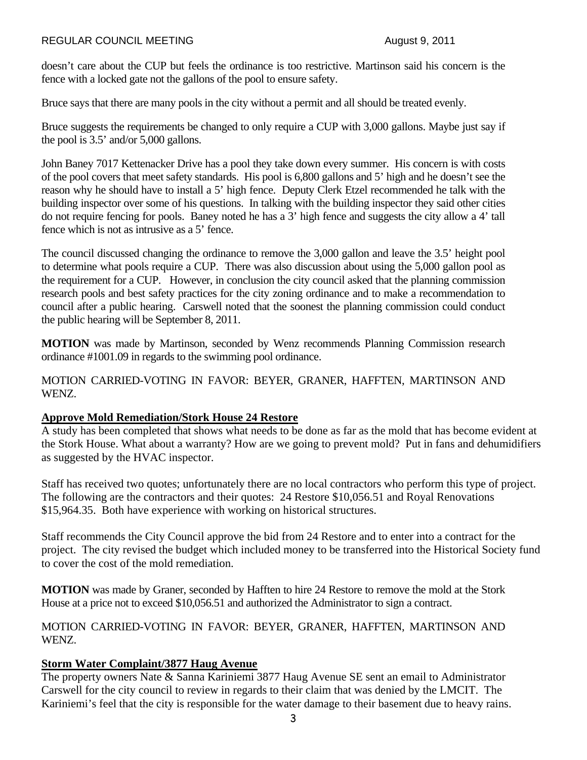doesn't care about the CUP but feels the ordinance is too restrictive. Martinson said his concern is the fence with a locked gate not the gallons of the pool to ensure safety.

Bruce says that there are many pools in the city without a permit and all should be treated evenly.

Bruce suggests the requirements be changed to only require a CUP with 3,000 gallons. Maybe just say if the pool is 3.5' and/or 5,000 gallons.

John Baney 7017 Kettenacker Drive has a pool they take down every summer. His concern is with costs of the pool covers that meet safety standards. His pool is 6,800 gallons and 5' high and he doesn't see the reason why he should have to install a 5' high fence. Deputy Clerk Etzel recommended he talk with the building inspector over some of his questions. In talking with the building inspector they said other cities do not require fencing for pools. Baney noted he has a 3' high fence and suggests the city allow a 4' tall fence which is not as intrusive as a 5' fence.

The council discussed changing the ordinance to remove the 3,000 gallon and leave the 3.5' height pool to determine what pools require a CUP. There was also discussion about using the 5,000 gallon pool as the requirement for a CUP. However, in conclusion the city council asked that the planning commission research pools and best safety practices for the city zoning ordinance and to make a recommendation to council after a public hearing. Carswell noted that the soonest the planning commission could conduct the public hearing will be September 8, 2011.

**MOTION** was made by Martinson, seconded by Wenz recommends Planning Commission research ordinance #1001.09 in regards to the swimming pool ordinance.

MOTION CARRIED-VOTING IN FAVOR: BEYER, GRANER, HAFFTEN, MARTINSON AND WENZ.

## Approve Mold Remediation/Stork House 24 Restore

A study has been completed that shows what needs to be done as far as the mold that has become evident at the Stork House. What about a warranty? How are we going to prevent mold? Put in fans and dehumidifiers as suggested by the HVAC inspector.

Staff has received two quotes; unfortunately there are no local contractors who perform this type of project. The following are the contractors and their quotes: 24 Restore $10,056.51 and Royal Renovations $15,964.35. Both have experience with working on historical structures.

Staff recommends the City Council approve the bid from 24 Restore and to enter into a contract for the project. The city revised the budget which included money to be transferred into the Historical Society fund to cover the cost of the mold remediation.

**MOTION** was made by Graner, seconded by Hafften to hire 24 Restore to remove the mold at the Stork House at a price not to exceed $10,056.51 and authorized the Administrator to sign a contract.

MOTION CARRIED-VOTING IN FAVOR: BEYER, GRANER, HAFFTEN, MARTINSON AND WENZ.

## Storm Water Complaint/3877 Haug Avenue

The property owners Nate & Sanna Kariniemi 3877 Haug Avenue SE sent an email to Administrator Carswell for the city council to review in regards to their claim that was denied by the LMCIT. The Kariniemi's feel that the city is responsible for the water damage to their basement due to heavy rains.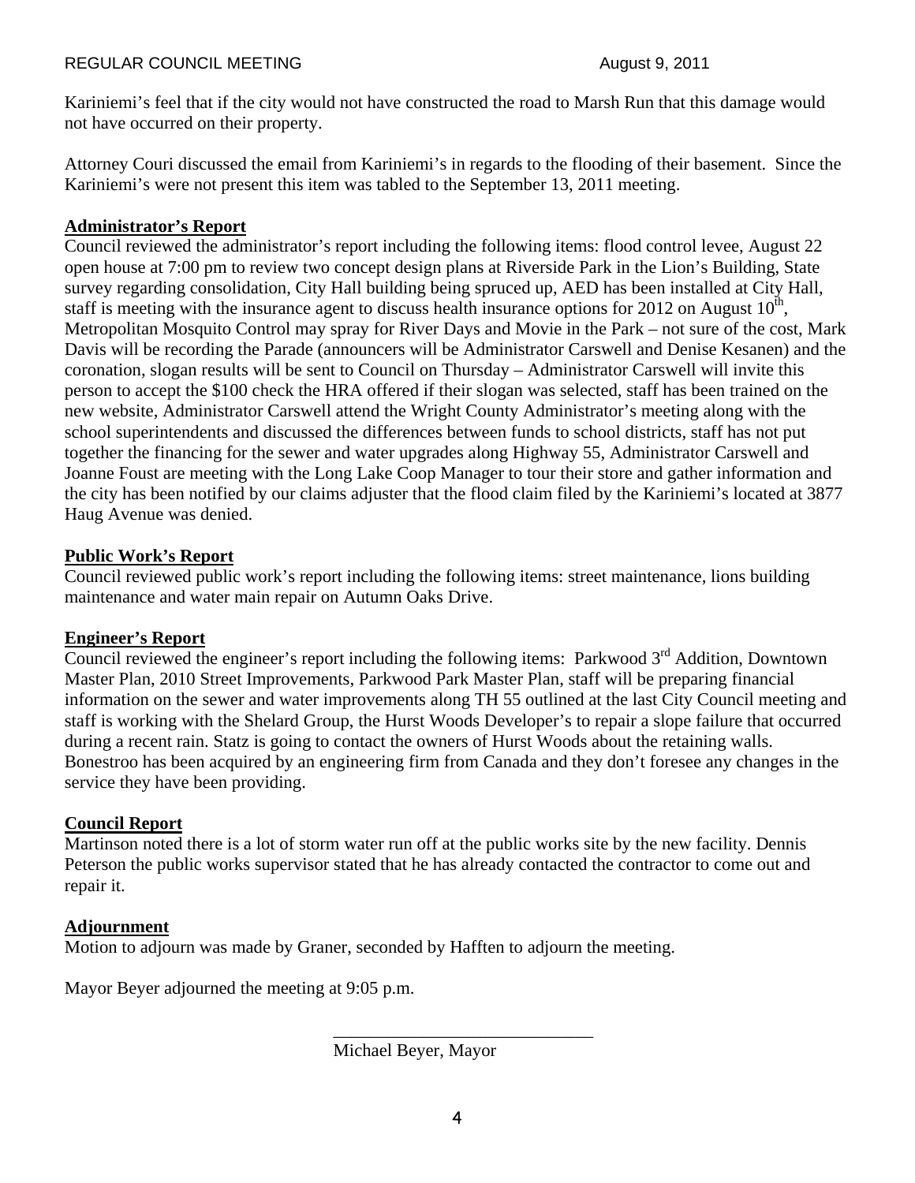Kariniemi's feel that if the city would not have constructed the road to Marsh Run that this damage would not have occurred on their property.

Attorney Couri discussed the email from Kariniemi's in regards to the flooding of their basement. Since the Kariniemi's were not present this item was tabled to the September 13, 2011 meeting.

**Administrator's Report**

Council reviewed the administrator's report including the following items: flood control levee, August 22 open house at 7:00 pm to review two concept design plans at Riverside Park in the Lion's Building, State survey regarding consolidation, City Hall building being spruced up, AED has been installed at City Hall, staff is meeting with the insurance agent to discuss health insurance options for 2012 on August 10th, Metropolitan Mosquito Control may spray for River Days and Movie in the Park – not sure of the cost, Mark Davis will be recording the Parade (announcers will be Administrator Carswell and Denise Kesanen) and the coronation, slogan results will be sent to Council on Thursday – Administrator Carswell will invite this person to accept the $100 check the HRA offered if their slogan was selected, staff has been trained on the new website, Administrator Carswell attend the Wright County Administrator's meeting along with the school superintendents and discussed the differences between funds to school districts, staff has not put together the financing for the sewer and water upgrades along Highway 55, Administrator Carswell and Joanne Foust are meeting with the Long Lake Coop Manager to tour their store and gather information and the city has been notified by our claims adjuster that the flood claim filed by the Kariniemi's located at 3877 Haug Avenue was denied.

**Public Work's Report**

Council reviewed public work's report including the following items: street maintenance, lions building maintenance and water main repair on Autumn Oaks Drive.

**Engineer's Report**

Council reviewed the engineer's report including the following items: Parkwood 3rd Addition, Downtown Master Plan, 2010 Street Improvements, Parkwood Park Master Plan, staff will be preparing financial information on the sewer and water improvements along TH 55 outlined at the last City Council meeting and staff is working with the Shelard Group, the Hurst Woods Developer's to repair a slope failure that occurred during a recent rain. Statz is going to contact the owners of Hurst Woods about the retaining walls. Bonestroo has been acquired by an engineering firm from Canada and they don't foresee any changes in the service they have been providing.

**Council Report**

Martinson noted there is a lot of storm water run off at the public works site by the new facility. Dennis Peterson the public works supervisor stated that he has already contacted the contractor to come out and repair it.

**Adjournment**

Motion to adjourn was made by Graner, seconded by Hafften to adjourn the meeting.

Mayor Beyer adjourned the meeting at 9:05 p.m.

\_\_\_\_\_\_\_\_\_\_\_\_\_\_\_\_\_\_\_\_\_\_\_\_\_\_\_\_\_\_

Michael Beyer, Mayor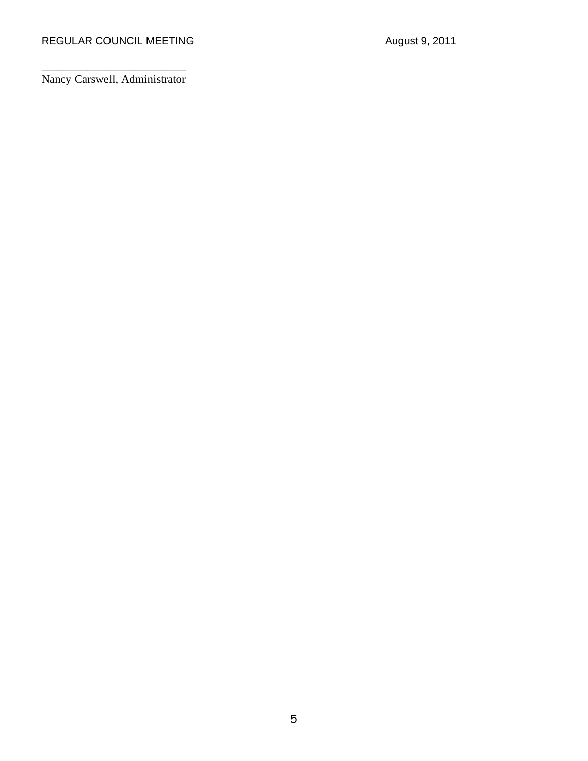\_\_\_\_\_\_\_\_\_\_\_\_\_\_\_\_\_\_\_\_\_\_\_\_\_

Nancy Carswell, Administrator